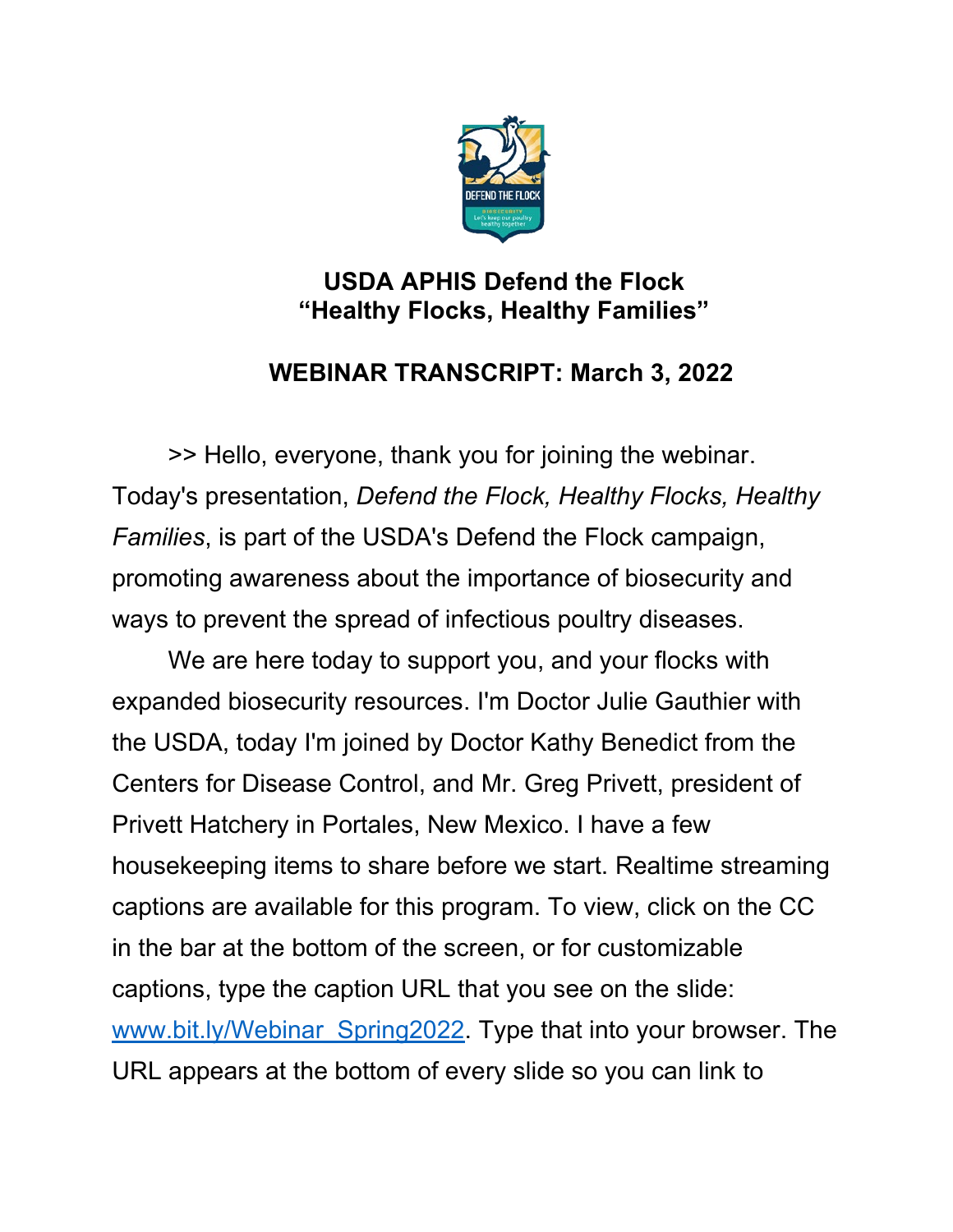# USDA APHIS Defend the Flock
# "Healthy Flocks, Healthy Families"

## WEBINAR TRANSCRIPT: March 3, 2022

>> Hello, everyone, thank you for joining the webinar. Today's presentation, *Defend the Flock, Healthy Flocks, Healthy Families*, is part of the USDA's Defend the Flock campaign, promoting awareness about the importance of biosecurity and ways to prevent the spread of infectious poultry diseases.

We are here today to support you, and your flocks with expanded biosecurity resources. I'm Doctor Julie Gauthier with the USDA, today I'm joined by Doctor Kathy Benedict from the Centers for Disease Control, and Mr. Greg Privett, president of Privett Hatchery in Portales, New Mexico. I have a few housekeeping items to share before we start. Realtime streaming captions are available for this program. To view, click on the CC in the bar at the bottom of the screen, or for customizable captions, type the caption URL that you see on the slide: [www.bit.ly/Webinar_Spring2022](www.bit.ly/Webinar_Spring2022). Type that into your browser. The URL appears at the bottom of every slide so you can link to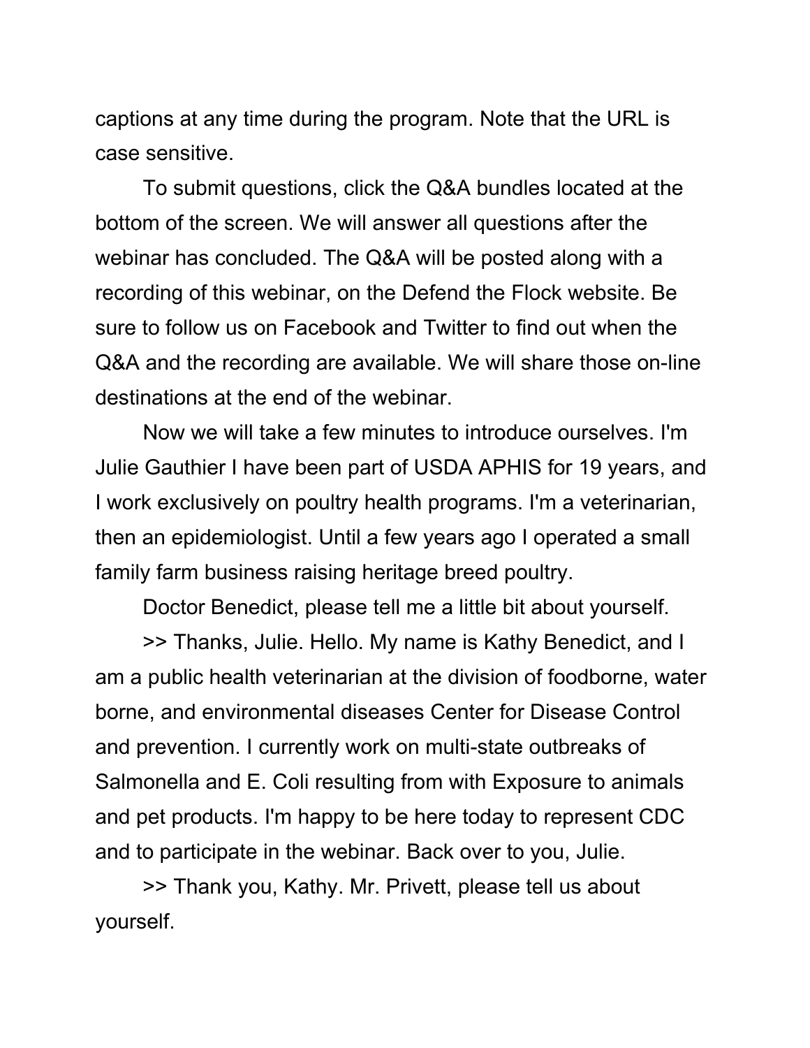captions at any time during the program. Note that the URL is case sensitive.

To submit questions, click the Q&A bundles located at the bottom of the screen. We will answer all questions after the webinar has concluded. The Q&A will be posted along with a recording of this webinar, on the Defend the Flock website. Be sure to follow us on Facebook and Twitter to find out when the Q&A and the recording are available. We will share those on-line destinations at the end of the webinar.

Now we will take a few minutes to introduce ourselves. I'm Julie Gauthier I have been part of USDA APHIS for 19 years, and I work exclusively on poultry health programs. I'm a veterinarian, then an epidemiologist. Until a few years ago I operated a small family farm business raising heritage breed poultry.

Doctor Benedict, please tell me a little bit about yourself.

>> Thanks, Julie. Hello. My name is Kathy Benedict, and I am a public health veterinarian at the division of foodborne, water borne, and environmental diseases Center for Disease Control and prevention. I currently work on multi-state outbreaks of Salmonella and E. Coli resulting from with Exposure to animals and pet products. I'm happy to be here today to represent CDC and to participate in the webinar. Back over to you, Julie.

>> Thank you, Kathy. Mr. Privett, please tell us about yourself.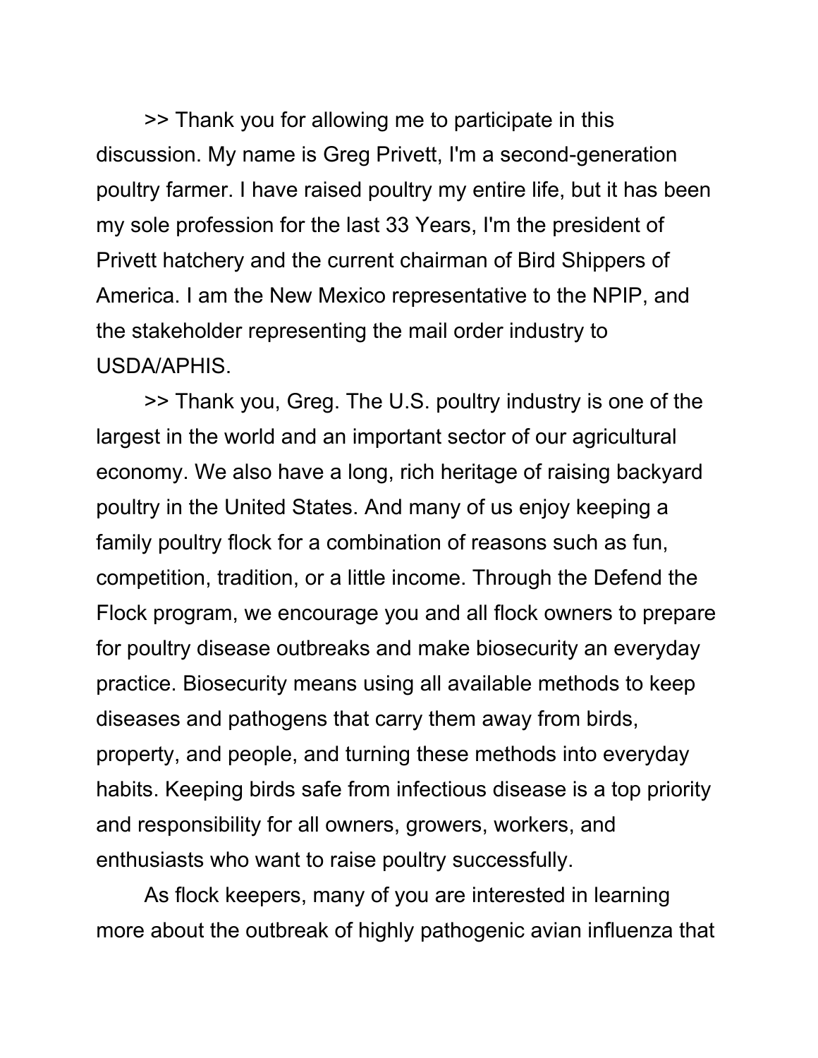>> Thank you for allowing me to participate in this discussion. My name is Greg Privett, I'm a second-generation poultry farmer. I have raised poultry my entire life, but it has been my sole profession for the last 33 Years, I'm the president of Privett hatchery and the current chairman of Bird Shippers of America. I am the New Mexico representative to the NPIP, and the stakeholder representing the mail order industry to USDA/APHIS.

>> Thank you, Greg. The U.S. poultry industry is one of the largest in the world and an important sector of our agricultural economy. We also have a long, rich heritage of raising backyard poultry in the United States. And many of us enjoy keeping a family poultry flock for a combination of reasons such as fun, competition, tradition, or a little income. Through the Defend the Flock program, we encourage you and all flock owners to prepare for poultry disease outbreaks and make biosecurity an everyday practice. Biosecurity means using all available methods to keep diseases and pathogens that carry them away from birds, property, and people, and turning these methods into everyday habits. Keeping birds safe from infectious disease is a top priority and responsibility for all owners, growers, workers, and enthusiasts who want to raise poultry successfully.

As flock keepers, many of you are interested in learning more about the outbreak of highly pathogenic avian influenza that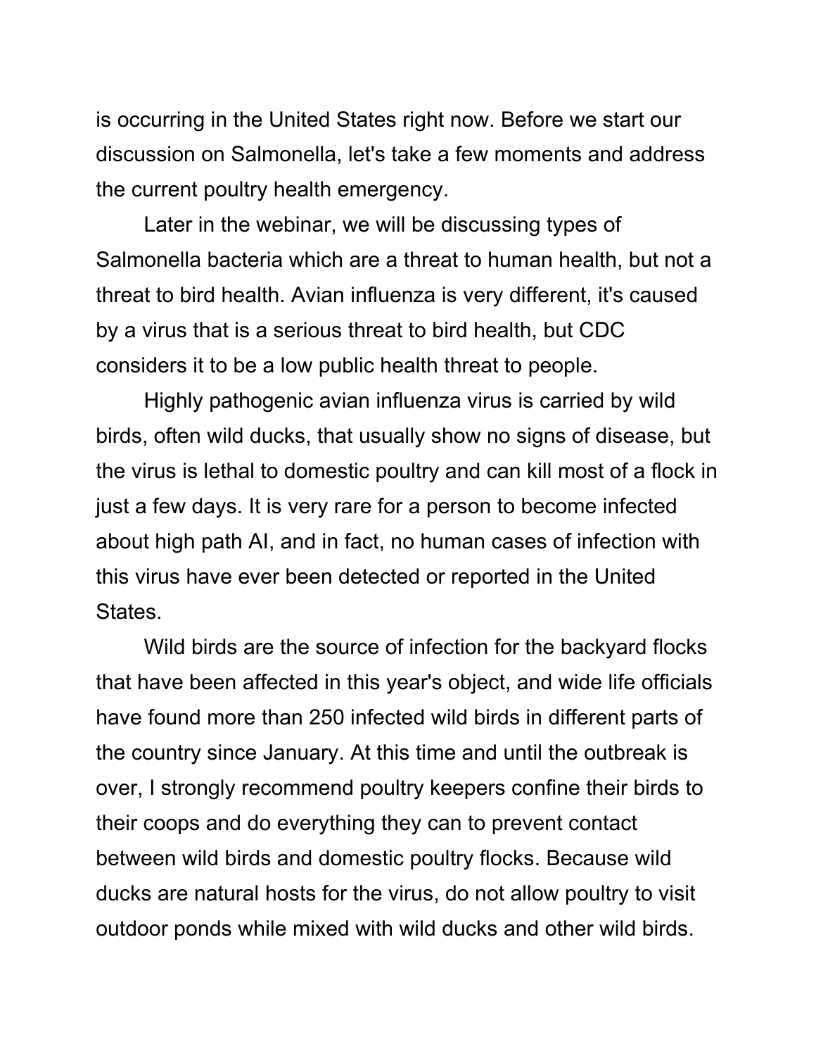is occurring in the United States right now. Before we start our discussion on Salmonella, let's take a few moments and address the current poultry health emergency.

Later in the webinar, we will be discussing types of Salmonella bacteria which are a threat to human health, but not a threat to bird health. Avian influenza is very different, it's caused by a virus that is a serious threat to bird health, but CDC considers it to be a low public health threat to people.

Highly pathogenic avian influenza virus is carried by wild birds, often wild ducks, that usually show no signs of disease, but the virus is lethal to domestic poultry and can kill most of a flock in just a few days. It is very rare for a person to become infected about high path AI, and in fact, no human cases of infection with this virus have ever been detected or reported in the United States.

Wild birds are the source of infection for the backyard flocks that have been affected in this year's object, and wide life officials have found more than 250 infected wild birds in different parts of the country since January. At this time and until the outbreak is over, I strongly recommend poultry keepers confine their birds to their coops and do everything they can to prevent contact between wild birds and domestic poultry flocks. Because wild ducks are natural hosts for the virus, do not allow poultry to visit outdoor ponds while mixed with wild ducks and other wild birds.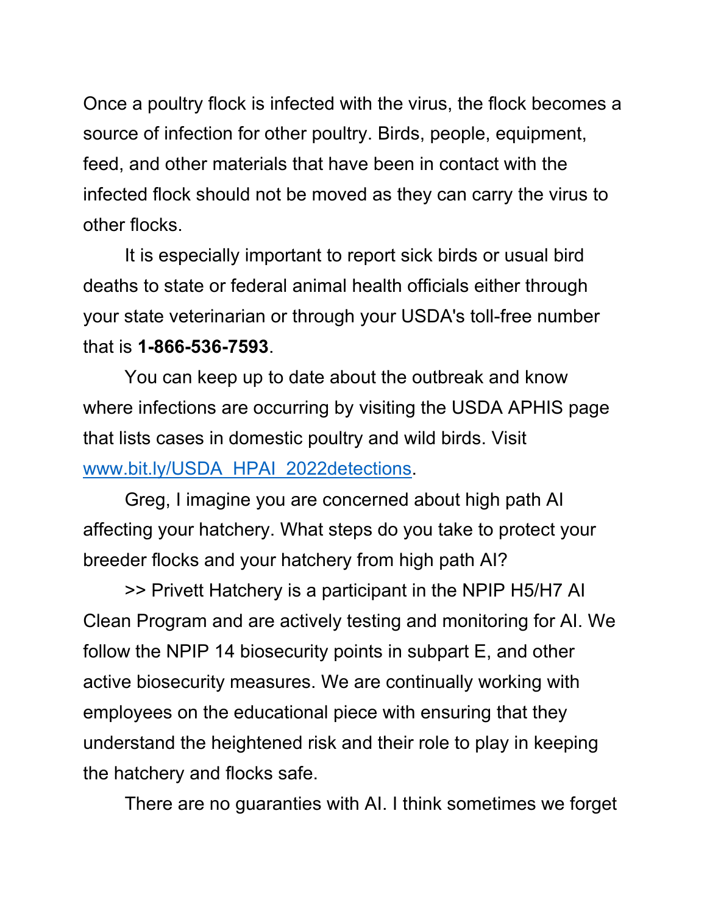Once a poultry flock is infected with the virus, the flock becomes a source of infection for other poultry. Birds, people, equipment, feed, and other materials that have been in contact with the infected flock should not be moved as they can carry the virus to other flocks.

It is especially important to report sick birds or usual bird deaths to state or federal animal health officials either through your state veterinarian or through your USDA's toll-free number that is **1-866-536-7593**.

You can keep up to date about the outbreak and know where infections are occurring by visiting the USDA APHIS page that lists cases in domestic poultry and wild birds. Visit www.bit.ly/USDA_HPAI_2022detections.

Greg, I imagine you are concerned about high path AI affecting your hatchery. What steps do you take to protect your breeder flocks and your hatchery from high path AI?

>> Privett Hatchery is a participant in the NPIP H5/H7 AI Clean Program and are actively testing and monitoring for AI. We follow the NPIP 14 biosecurity points in subpart E, and other active biosecurity measures. We are continually working with employees on the educational piece with ensuring that they understand the heightened risk and their role to play in keeping the hatchery and flocks safe.

There are no guaranties with AI. I think sometimes we forget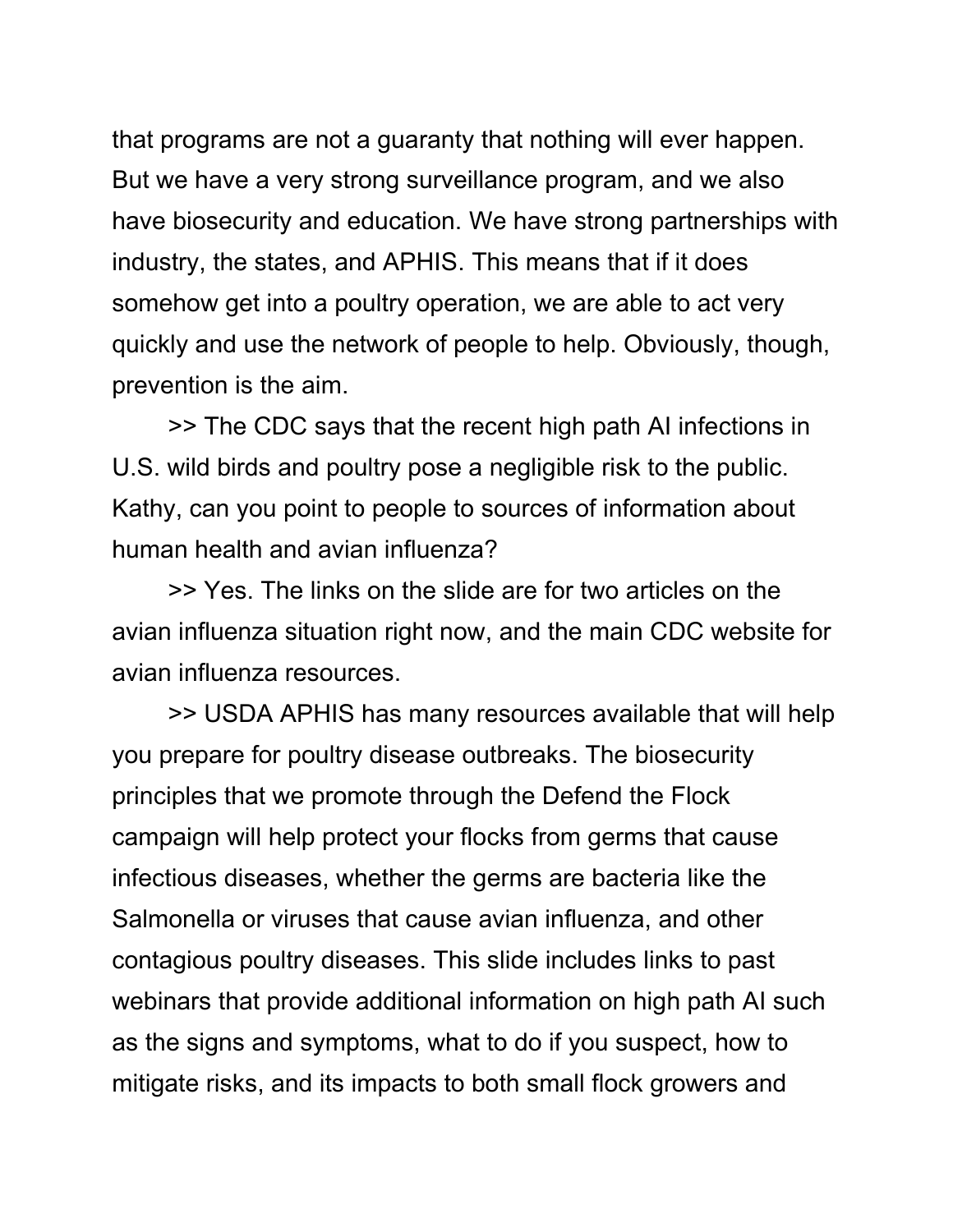that programs are not a guaranty that nothing will ever happen. But we have a very strong surveillance program, and we also have biosecurity and education. We have strong partnerships with industry, the states, and APHIS. This means that if it does somehow get into a poultry operation, we are able to act very quickly and use the network of people to help. Obviously, though, prevention is the aim.

>> The CDC says that the recent high path AI infections in U.S. wild birds and poultry pose a negligible risk to the public. Kathy, can you point to people to sources of information about human health and avian influenza?

>> Yes. The links on the slide are for two articles on the avian influenza situation right now, and the main CDC website for avian influenza resources.

>> USDA APHIS has many resources available that will help you prepare for poultry disease outbreaks. The biosecurity principles that we promote through the Defend the Flock campaign will help protect your flocks from germs that cause infectious diseases, whether the germs are bacteria like the Salmonella or viruses that cause avian influenza, and other contagious poultry diseases. This slide includes links to past webinars that provide additional information on high path AI such as the signs and symptoms, what to do if you suspect, how to mitigate risks, and its impacts to both small flock growers and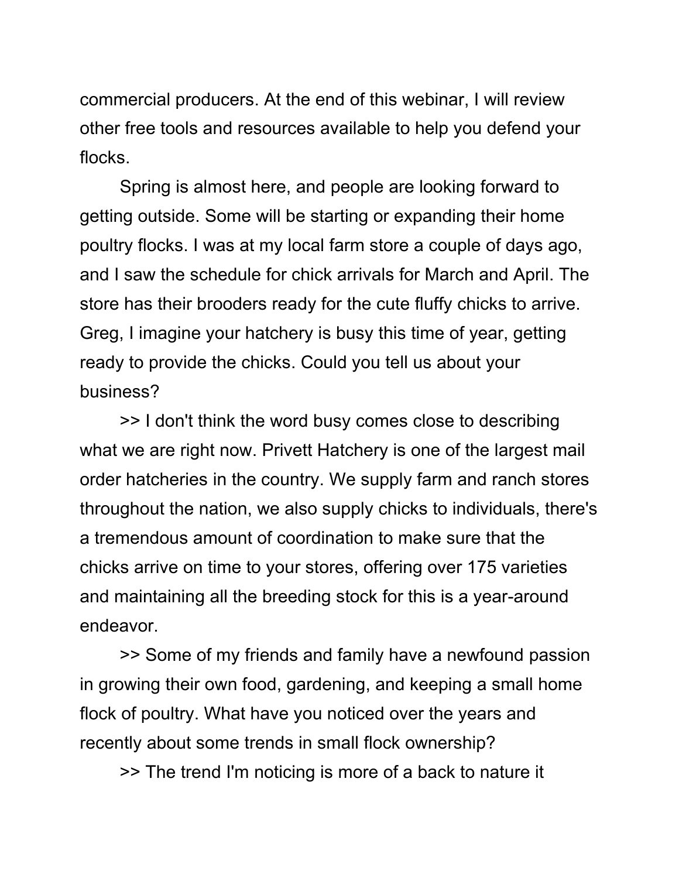commercial producers. At the end of this webinar, I will review other free tools and resources available to help you defend your flocks.

Spring is almost here, and people are looking forward to getting outside. Some will be starting or expanding their home poultry flocks. I was at my local farm store a couple of days ago, and I saw the schedule for chick arrivals for March and April. The store has their brooders ready for the cute fluffy chicks to arrive. Greg, I imagine your hatchery is busy this time of year, getting ready to provide the chicks. Could you tell us about your business?

>> I don't think the word busy comes close to describing what we are right now. Privett Hatchery is one of the largest mail order hatcheries in the country. We supply farm and ranch stores throughout the nation, we also supply chicks to individuals, there's a tremendous amount of coordination to make sure that the chicks arrive on time to your stores, offering over 175 varieties and maintaining all the breeding stock for this is a year-around endeavor.

>> Some of my friends and family have a newfound passion in growing their own food, gardening, and keeping a small home flock of poultry. What have you noticed over the years and recently about some trends in small flock ownership?

>> The trend I'm noticing is more of a back to nature it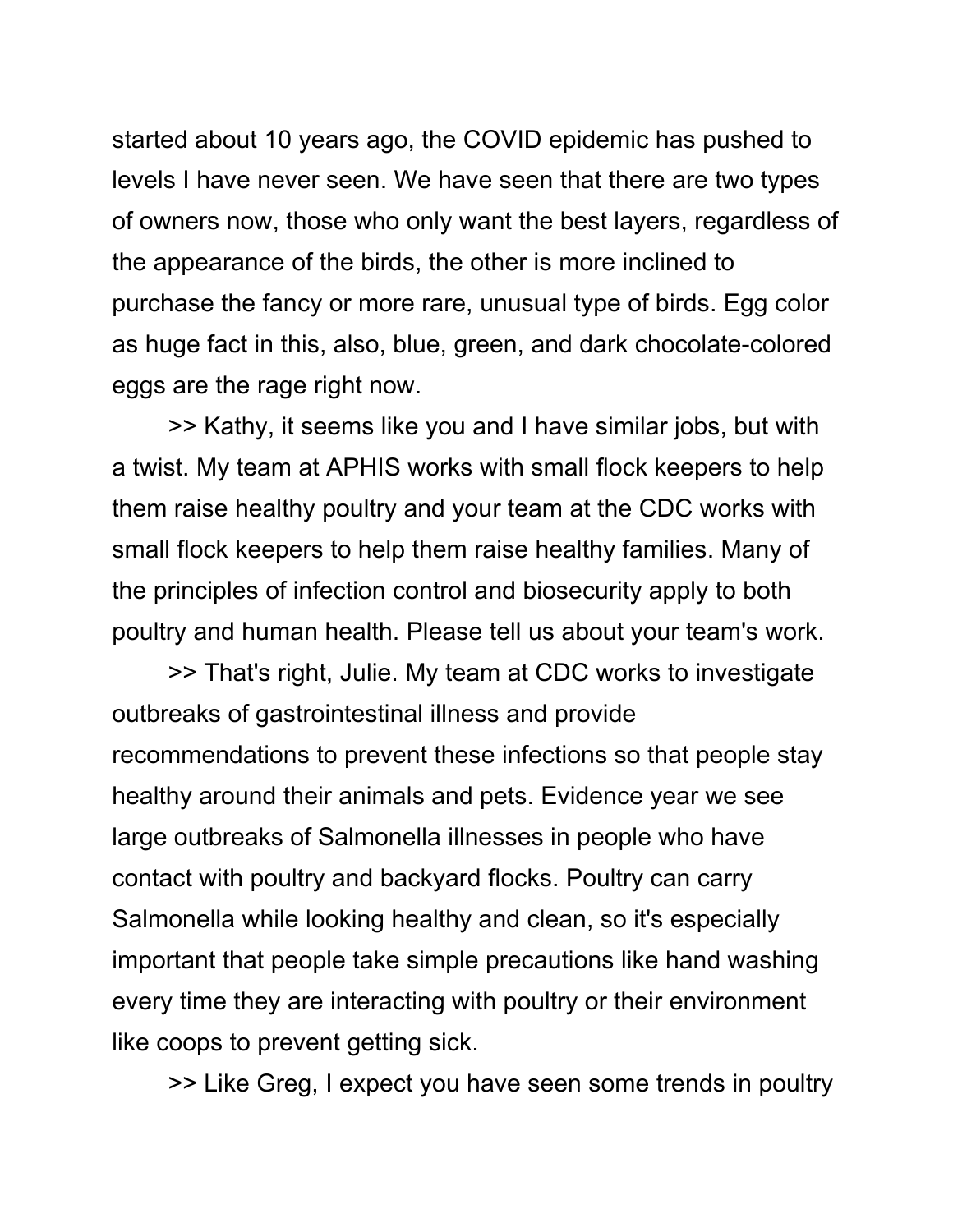started about 10 years ago, the COVID epidemic has pushed to levels I have never seen. We have seen that there are two types of owners now, those who only want the best layers, regardless of the appearance of the birds, the other is more inclined to purchase the fancy or more rare, unusual type of birds. Egg color as huge fact in this, also, blue, green, and dark chocolate-colored eggs are the rage right now.

>> Kathy, it seems like you and I have similar jobs, but with a twist. My team at APHIS works with small flock keepers to help them raise healthy poultry and your team at the CDC works with small flock keepers to help them raise healthy families. Many of the principles of infection control and biosecurity apply to both poultry and human health. Please tell us about your team's work.

>> That's right, Julie. My team at CDC works to investigate outbreaks of gastrointestinal illness and provide recommendations to prevent these infections so that people stay healthy around their animals and pets. Evidence year we see large outbreaks of Salmonella illnesses in people who have contact with poultry and backyard flocks. Poultry can carry Salmonella while looking healthy and clean, so it's especially important that people take simple precautions like hand washing every time they are interacting with poultry or their environment like coops to prevent getting sick.

>> Like Greg, I expect you have seen some trends in poultry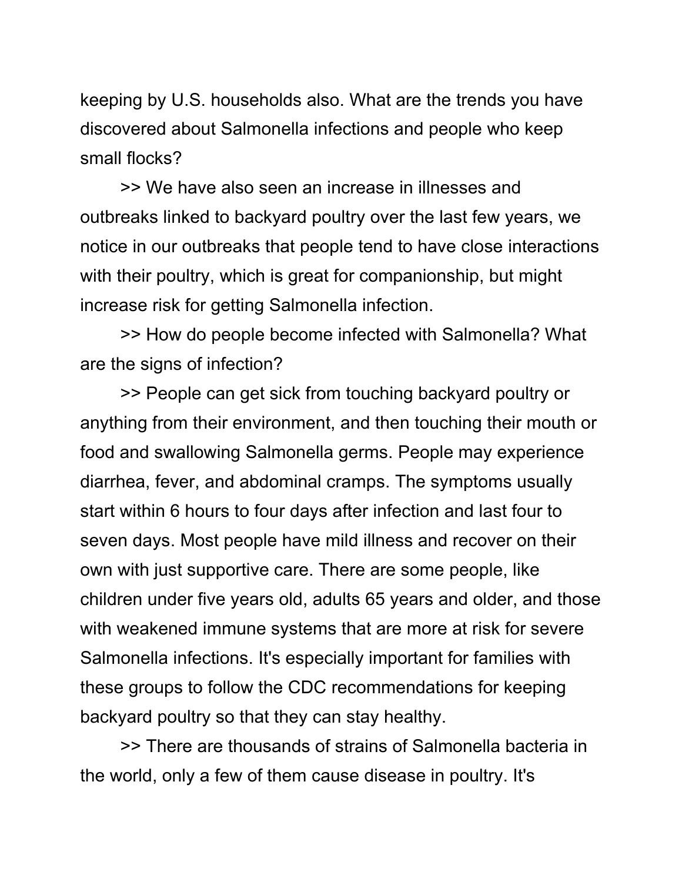keeping by U.S. households also. What are the trends you have discovered about Salmonella infections and people who keep small flocks?

>> We have also seen an increase in illnesses and outbreaks linked to backyard poultry over the last few years, we notice in our outbreaks that people tend to have close interactions with their poultry, which is great for companionship, but might increase risk for getting Salmonella infection.

>> How do people become infected with Salmonella? What are the signs of infection?

>> People can get sick from touching backyard poultry or anything from their environment, and then touching their mouth or food and swallowing Salmonella germs. People may experience diarrhea, fever, and abdominal cramps. The symptoms usually start within 6 hours to four days after infection and last four to seven days. Most people have mild illness and recover on their own with just supportive care. There are some people, like children under five years old, adults 65 years and older, and those with weakened immune systems that are more at risk for severe Salmonella infections. It's especially important for families with these groups to follow the CDC recommendations for keeping backyard poultry so that they can stay healthy.

>> There are thousands of strains of Salmonella bacteria in the world, only a few of them cause disease in poultry. It's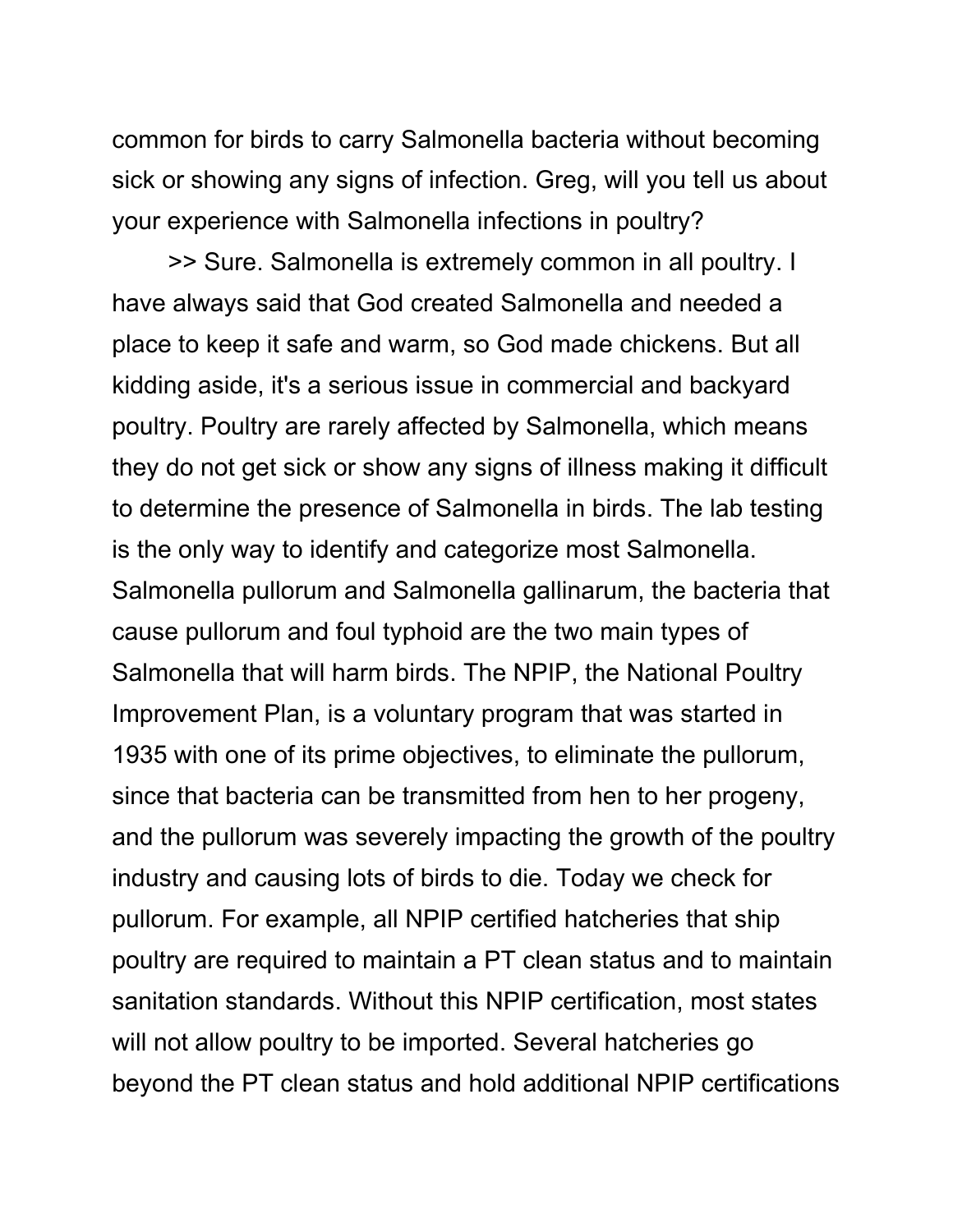common for birds to carry Salmonella bacteria without becoming sick or showing any signs of infection. Greg, will you tell us about your experience with Salmonella infections in poultry?

>> Sure. Salmonella is extremely common in all poultry. I have always said that God created Salmonella and needed a place to keep it safe and warm, so God made chickens. But all kidding aside, it's a serious issue in commercial and backyard poultry. Poultry are rarely affected by Salmonella, which means they do not get sick or show any signs of illness making it difficult to determine the presence of Salmonella in birds. The lab testing is the only way to identify and categorize most Salmonella. Salmonella pullorum and Salmonella gallinarum, the bacteria that cause pullorum and foul typhoid are the two main types of Salmonella that will harm birds. The NPIP, the National Poultry Improvement Plan, is a voluntary program that was started in 1935 with one of its prime objectives, to eliminate the pullorum, since that bacteria can be transmitted from hen to her progeny, and the pullorum was severely impacting the growth of the poultry industry and causing lots of birds to die. Today we check for pullorum. For example, all NPIP certified hatcheries that ship poultry are required to maintain a PT clean status and to maintain sanitation standards. Without this NPIP certification, most states will not allow poultry to be imported. Several hatcheries go beyond the PT clean status and hold additional NPIP certifications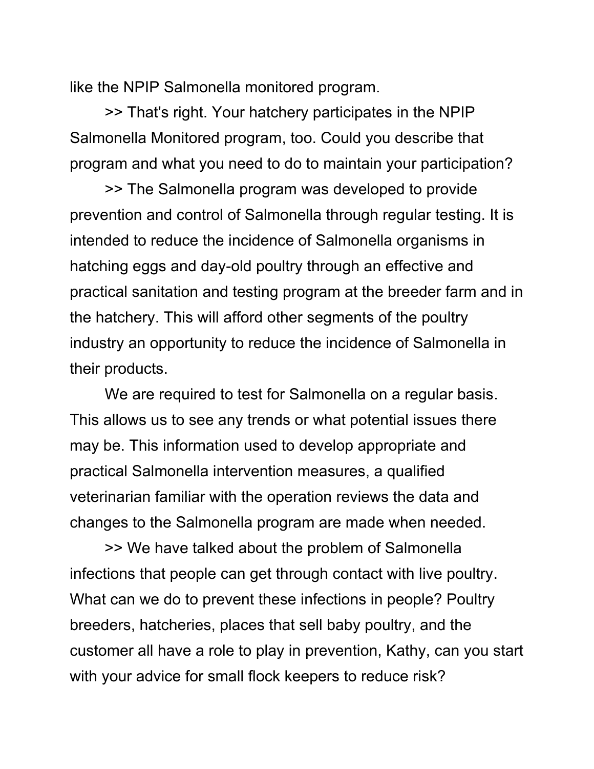like the NPIP Salmonella monitored program.

>> That's right. Your hatchery participates in the NPIP Salmonella Monitored program, too. Could you describe that program and what you need to do to maintain your participation?

>> The Salmonella program was developed to provide prevention and control of Salmonella through regular testing. It is intended to reduce the incidence of Salmonella organisms in hatching eggs and day-old poultry through an effective and practical sanitation and testing program at the breeder farm and in the hatchery. This will afford other segments of the poultry industry an opportunity to reduce the incidence of Salmonella in their products.

We are required to test for Salmonella on a regular basis. This allows us to see any trends or what potential issues there may be. This information used to develop appropriate and practical Salmonella intervention measures, a qualified veterinarian familiar with the operation reviews the data and changes to the Salmonella program are made when needed.

>> We have talked about the problem of Salmonella infections that people can get through contact with live poultry. What can we do to prevent these infections in people? Poultry breeders, hatcheries, places that sell baby poultry, and the customer all have a role to play in prevention, Kathy, can you start with your advice for small flock keepers to reduce risk?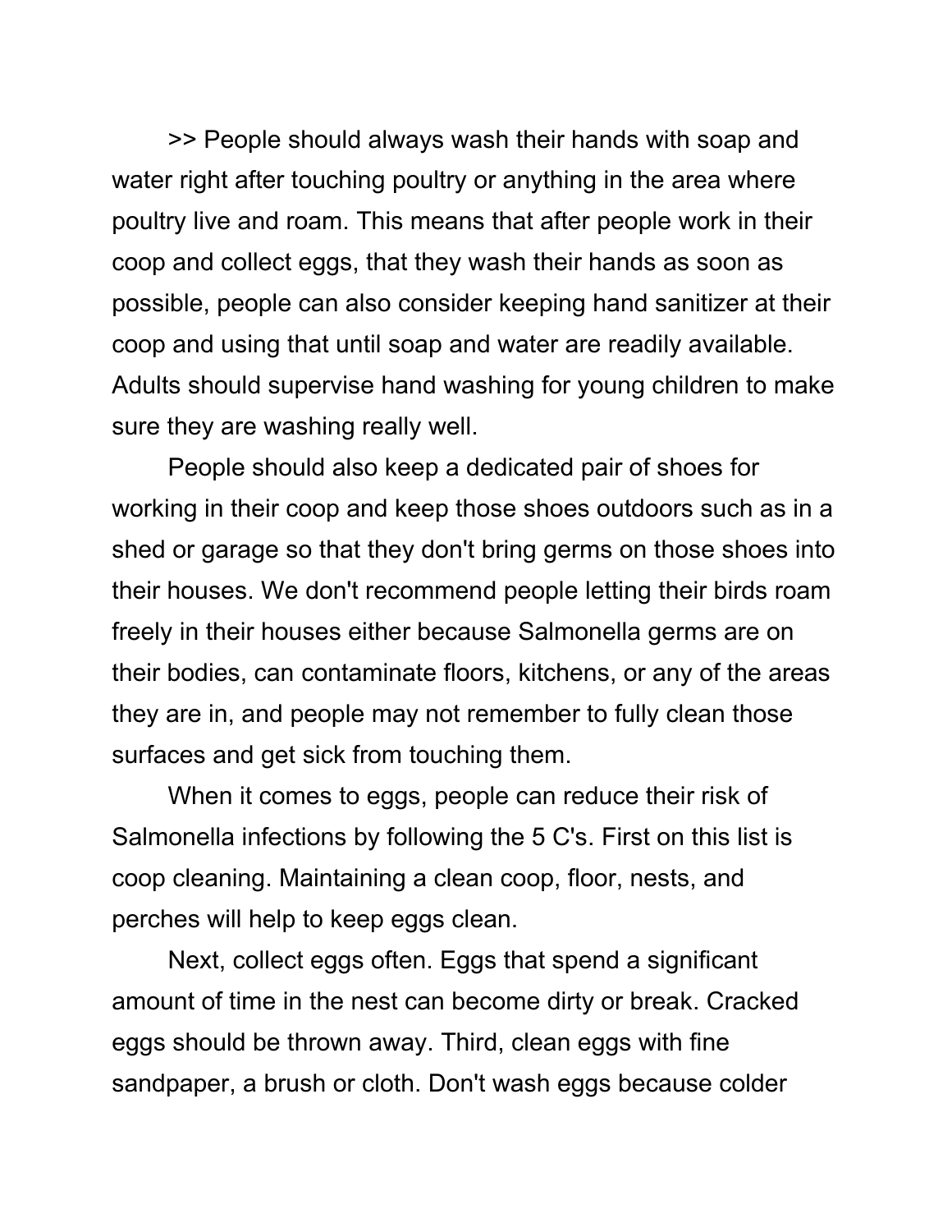>> People should always wash their hands with soap and water right after touching poultry or anything in the area where poultry live and roam. This means that after people work in their coop and collect eggs, that they wash their hands as soon as possible, people can also consider keeping hand sanitizer at their coop and using that until soap and water are readily available. Adults should supervise hand washing for young children to make sure they are washing really well.

People should also keep a dedicated pair of shoes for working in their coop and keep those shoes outdoors such as in a shed or garage so that they don't bring germs on those shoes into their houses. We don't recommend people letting their birds roam freely in their houses either because Salmonella germs are on their bodies, can contaminate floors, kitchens, or any of the areas they are in, and people may not remember to fully clean those surfaces and get sick from touching them.

When it comes to eggs, people can reduce their risk of Salmonella infections by following the 5 C's. First on this list is coop cleaning. Maintaining a clean coop, floor, nests, and perches will help to keep eggs clean.

Next, collect eggs often. Eggs that spend a significant amount of time in the nest can become dirty or break. Cracked eggs should be thrown away. Third, clean eggs with fine sandpaper, a brush or cloth. Don't wash eggs because colder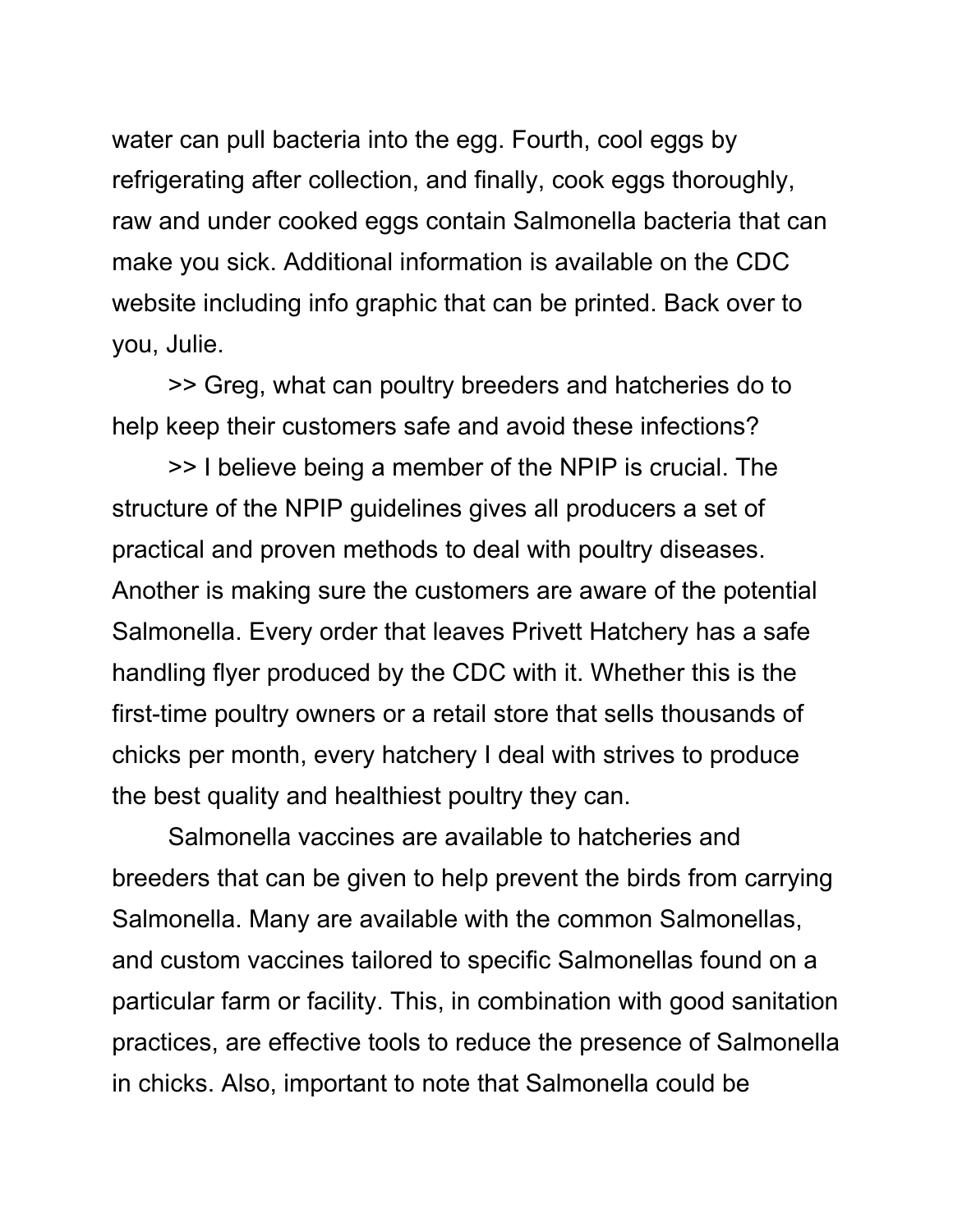water can pull bacteria into the egg. Fourth, cool eggs by refrigerating after collection, and finally, cook eggs thoroughly, raw and under cooked eggs contain Salmonella bacteria that can make you sick. Additional information is available on the CDC website including info graphic that can be printed. Back over to you, Julie.

>> Greg, what can poultry breeders and hatcheries do to help keep their customers safe and avoid these infections?

>> I believe being a member of the NPIP is crucial. The structure of the NPIP guidelines gives all producers a set of practical and proven methods to deal with poultry diseases. Another is making sure the customers are aware of the potential Salmonella. Every order that leaves Privett Hatchery has a safe handling flyer produced by the CDC with it. Whether this is the first-time poultry owners or a retail store that sells thousands of chicks per month, every hatchery I deal with strives to produce the best quality and healthiest poultry they can.

Salmonella vaccines are available to hatcheries and breeders that can be given to help prevent the birds from carrying Salmonella. Many are available with the common Salmonellas, and custom vaccines tailored to specific Salmonellas found on a particular farm or facility. This, in combination with good sanitation practices, are effective tools to reduce the presence of Salmonella in chicks. Also, important to note that Salmonella could be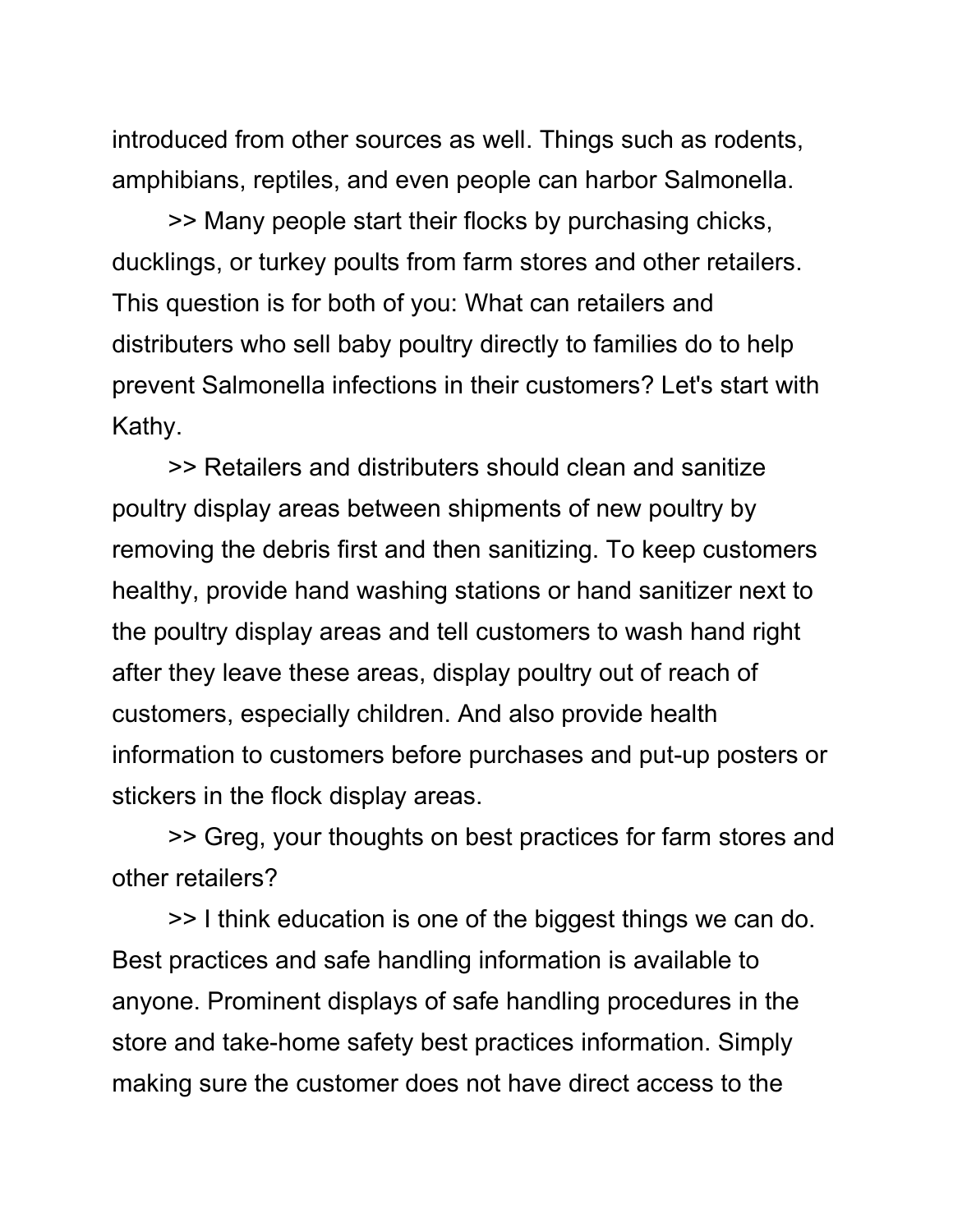introduced from other sources as well. Things such as rodents, amphibians, reptiles, and even people can harbor Salmonella.

>> Many people start their flocks by purchasing chicks, ducklings, or turkey poults from farm stores and other retailers. This question is for both of you: What can retailers and distributers who sell baby poultry directly to families do to help prevent Salmonella infections in their customers? Let's start with Kathy.

>> Retailers and distributers should clean and sanitize poultry display areas between shipments of new poultry by removing the debris first and then sanitizing. To keep customers healthy, provide hand washing stations or hand sanitizer next to the poultry display areas and tell customers to wash hand right after they leave these areas, display poultry out of reach of customers, especially children. And also provide health information to customers before purchases and put-up posters or stickers in the flock display areas.

>> Greg, your thoughts on best practices for farm stores and other retailers?

>> I think education is one of the biggest things we can do. Best practices and safe handling information is available to anyone. Prominent displays of safe handling procedures in the store and take-home safety best practices information. Simply making sure the customer does not have direct access to the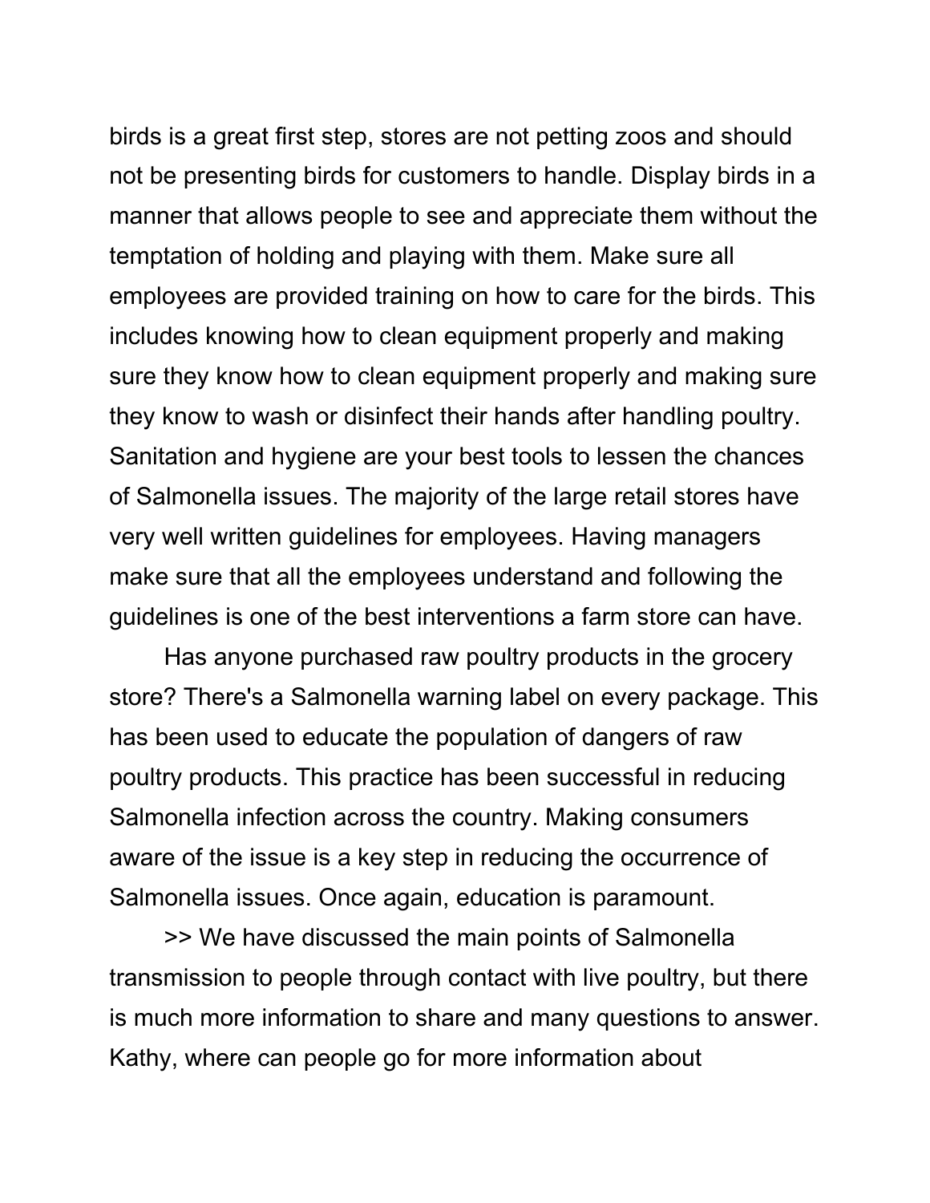birds is a great first step, stores are not petting zoos and should not be presenting birds for customers to handle. Display birds in a manner that allows people to see and appreciate them without the temptation of holding and playing with them. Make sure all employees are provided training on how to care for the birds. This includes knowing how to clean equipment properly and making sure they know how to clean equipment properly and making sure they know to wash or disinfect their hands after handling poultry. Sanitation and hygiene are your best tools to lessen the chances of Salmonella issues. The majority of the large retail stores have very well written guidelines for employees. Having managers make sure that all the employees understand and following the guidelines is one of the best interventions a farm store can have.

Has anyone purchased raw poultry products in the grocery store? There's a Salmonella warning label on every package. This has been used to educate the population of dangers of raw poultry products. This practice has been successful in reducing Salmonella infection across the country. Making consumers aware of the issue is a key step in reducing the occurrence of Salmonella issues. Once again, education is paramount.

>> We have discussed the main points of Salmonella transmission to people through contact with live poultry, but there is much more information to share and many questions to answer. Kathy, where can people go for more information about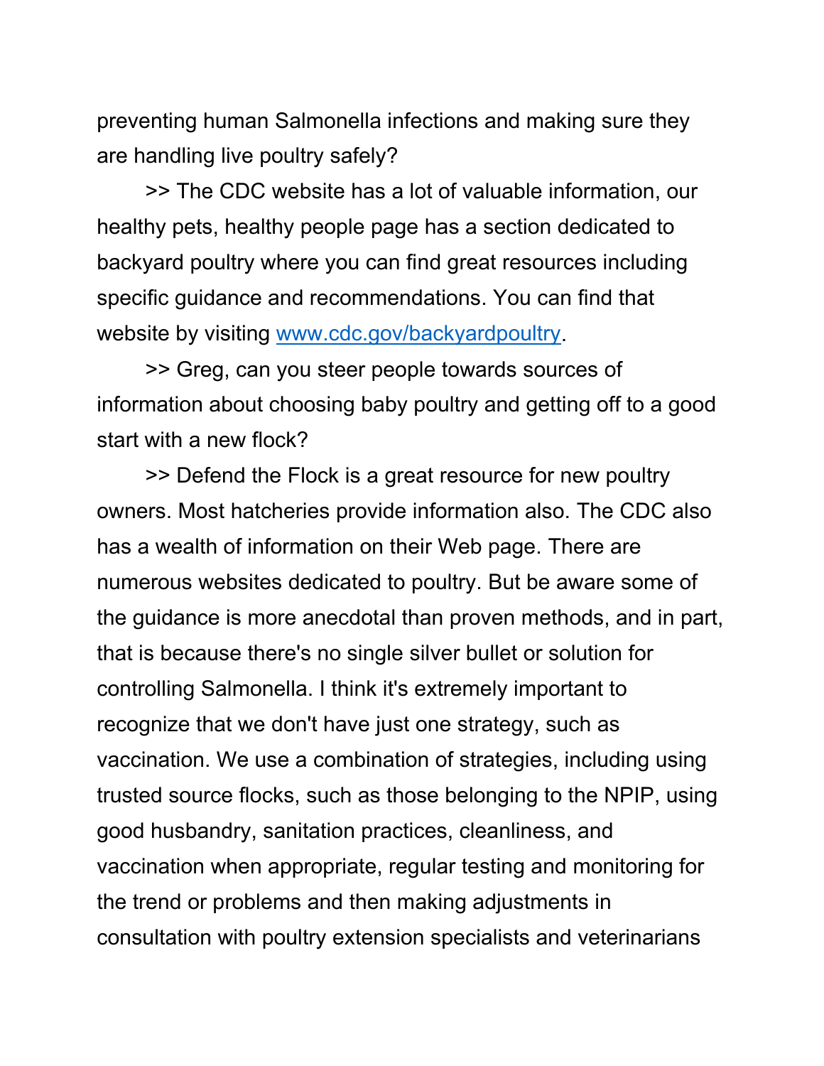preventing human Salmonella infections and making sure they are handling live poultry safely?

>> The CDC website has a lot of valuable information, our healthy pets, healthy people page has a section dedicated to backyard poultry where you can find great resources including specific guidance and recommendations. You can find that website by visiting [www.cdc.gov/backyardpoultry](http://www.cdc.gov/backyardpoultry).

>> Greg, can you steer people towards sources of information about choosing baby poultry and getting off to a good start with a new flock?

>> Defend the Flock is a great resource for new poultry owners. Most hatcheries provide information also. The CDC also has a wealth of information on their Web page. There are numerous websites dedicated to poultry. But be aware some of the guidance is more anecdotal than proven methods, and in part, that is because there's no single silver bullet or solution for controlling Salmonella. I think it's extremely important to recognize that we don't have just one strategy, such as vaccination. We use a combination of strategies, including using trusted source flocks, such as those belonging to the NPIP, using good husbandry, sanitation practices, cleanliness, and vaccination when appropriate, regular testing and monitoring for the trend or problems and then making adjustments in consultation with poultry extension specialists and veterinarians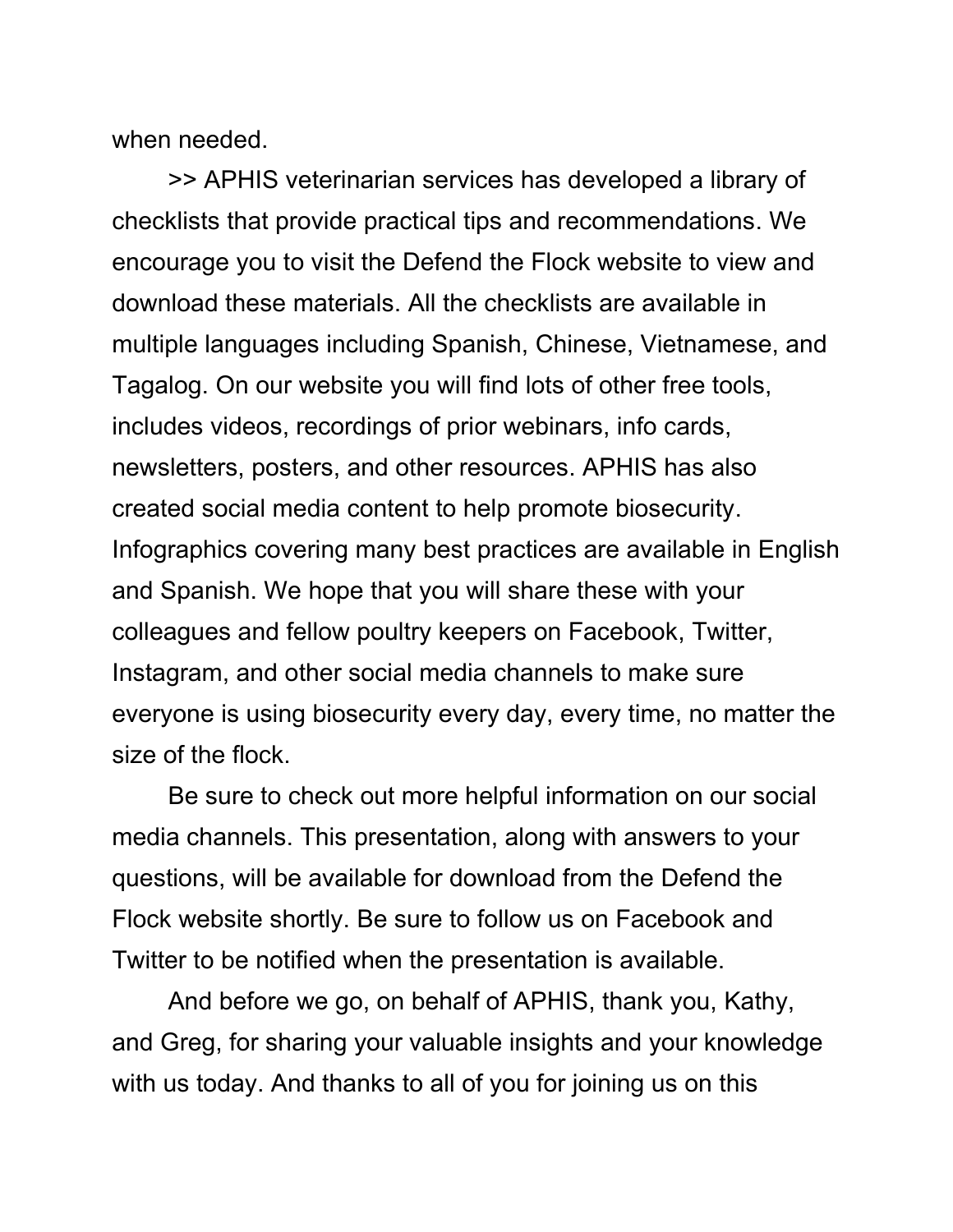when needed.

>> APHIS veterinarian services has developed a library of checklists that provide practical tips and recommendations. We encourage you to visit the Defend the Flock website to view and download these materials. All the checklists are available in multiple languages including Spanish, Chinese, Vietnamese, and Tagalog. On our website you will find lots of other free tools, includes videos, recordings of prior webinars, info cards, newsletters, posters, and other resources. APHIS has also created social media content to help promote biosecurity. Infographics covering many best practices are available in English and Spanish. We hope that you will share these with your colleagues and fellow poultry keepers on Facebook, Twitter, Instagram, and other social media channels to make sure everyone is using biosecurity every day, every time, no matter the size of the flock.

Be sure to check out more helpful information on our social media channels. This presentation, along with answers to your questions, will be available for download from the Defend the Flock website shortly. Be sure to follow us on Facebook and Twitter to be notified when the presentation is available.

And before we go, on behalf of APHIS, thank you, Kathy, and Greg, for sharing your valuable insights and your knowledge with us today. And thanks to all of you for joining us on this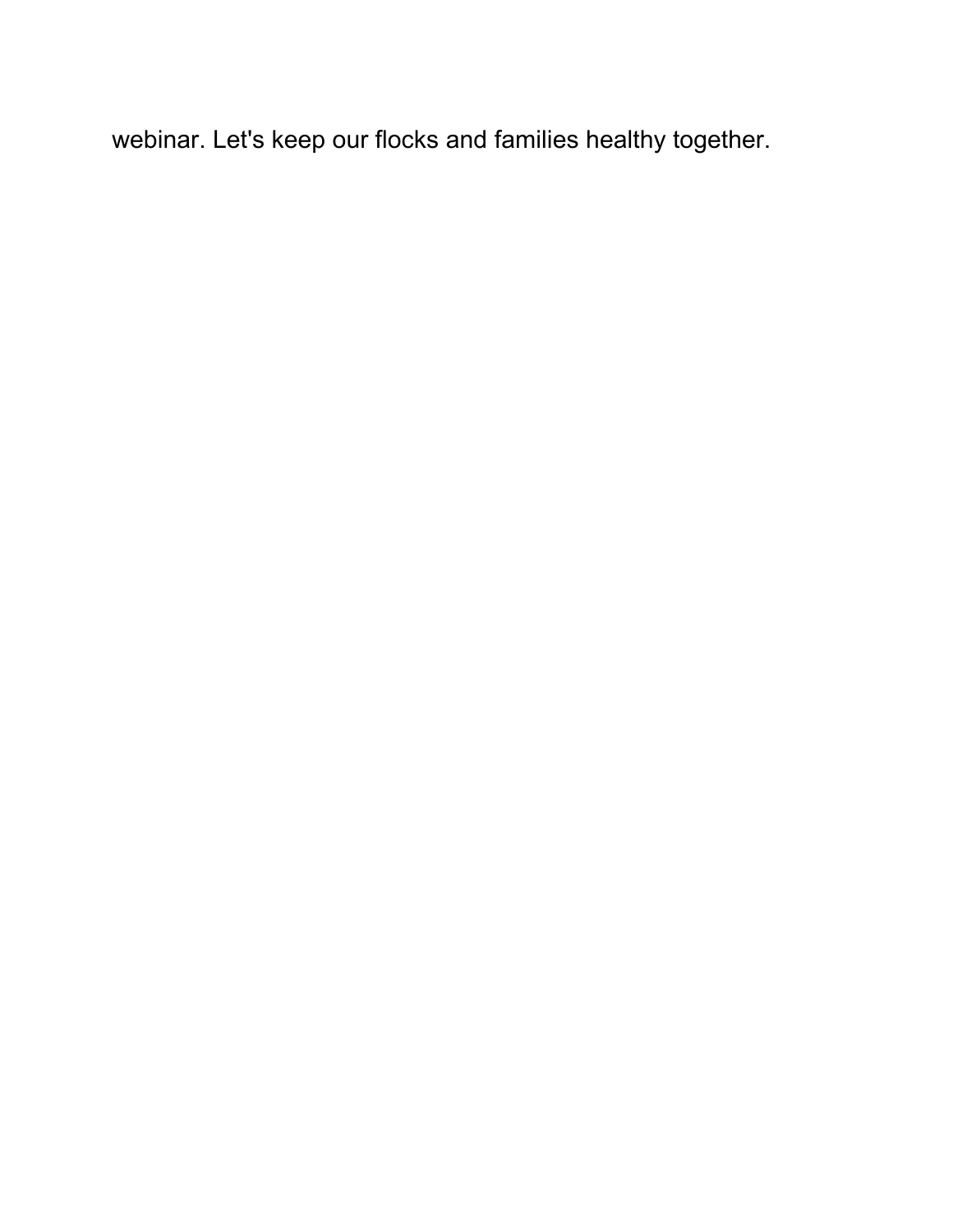webinar. Let's keep our flocks and families healthy together.